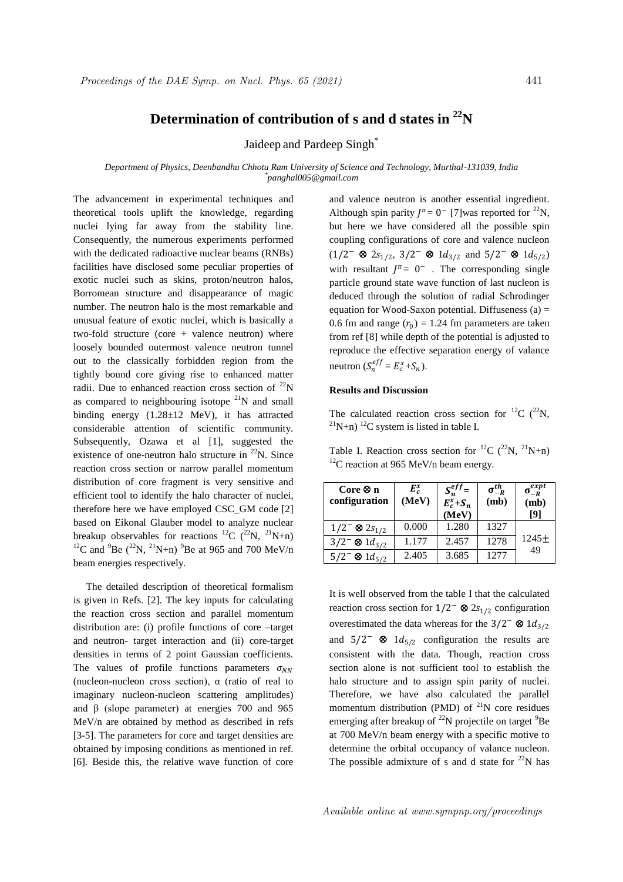# Determination of contribution of s and d states in $^{22}$N

Jaideep and Pardeep Singh*

*Department of Physics, Deenbandhu Chhotu Ram University of Science and Technology, Murthal-131039, India*
*panghal005@gmail.com

The advancement in experimental techniques and theoretical tools uplift the knowledge, regarding nuclei lying far away from the stability line. Consequently, the numerous experiments performed with the dedicated radioactive nuclear beams (RNBs) facilities have disclosed some peculiar properties of exotic nuclei such as skins, proton/neutron halos, Borromean structure and disappearance of magic number. The neutron halo is the most remarkable and unusual feature of exotic nuclei, which is basically a two-fold structure (core + valence neutron) where loosely bounded outermost valence neutron tunnel out to the classically forbidden region from the tightly bound core giving rise to enhanced matter radii. Due to enhanced reaction cross section of $^{22}$N as compared to neighbouring isotope $^{21}$N and small binding energy (1.28±12 MeV), it has attracted considerable attention of scientific community. Subsequently, Ozawa et al [1], suggested the existence of one-neutron halo structure in $^{22}$N. Since reaction cross section or narrow parallel momentum distribution of core fragment is very sensitive and efficient tool to identify the halo character of nuclei, therefore here we have employed CSC_GM code [2] based on Eikonal Glauber model to analyze nuclear breakup observables for reactions $^{12}$C ($^{22}$N, $^{21}$N+n) $^{12}$C and $^{9}$Be ($^{22}$N, $^{21}$N+n) $^{9}$Be at 965 and 700 MeV/n beam energies respectively.

The detailed description of theoretical formalism is given in Refs. [2]. The key inputs for calculating the reaction cross section and parallel momentum distribution are: (i) profile functions of core –target and neutron- target interaction and (ii) core-target densities in terms of 2 point Gaussian coefficients. The values of profile functions parameters $\sigma_{NN}$ (nucleon-nucleon cross section), α (ratio of real to imaginary nucleon-nucleon scattering amplitudes) and β (slope parameter) at energies 700 and 965 MeV/n are obtained by method as described in refs [3-5]. The parameters for core and target densities are obtained by imposing conditions as mentioned in ref. [6]. Beside this, the relative wave function of core and valence neutron is another essential ingredient. Although spin parity $J^{\pi} = 0^{-}$ [7]was reported for $^{22}$N, but here we have considered all the possible spin coupling configurations of core and valence nucleon ($1/2^{-} \otimes 2s_{1/2}$, $3/2^{-} \otimes 1d_{3/2}$ and $5/2^{-} \otimes 1d_{5/2}$) with resultant $J^{\pi} = 0^{-}$ . The corresponding single particle ground state wave function of last nucleon is deduced through the solution of radial Schrodinger equation for Wood-Saxon potential. Diffuseness (a) = 0.6 fm and range ($r_0$) = 1.24 fm parameters are taken from ref [8] while depth of the potential is adjusted to reproduce the effective separation energy of valance neutron ($S_n^{eff} = E_c^x + S_n$).

### Results and Discussion

The calculated reaction cross section for $^{12}$C ($^{22}$N, $^{21}$N+n) $^{12}$C system is listed in table I.

Table I. Reaction cross section for $^{12}$C ($^{22}$N, $^{21}$N+n) $^{12}$C reaction at 965 MeV/n beam energy.

| Core ⊗ n configuration | $E_c^x$ (MeV) | $S_n^{eff} = E_c^x + S_n$ (MeV) | $\sigma_{-R}^{th}$ (mb) | $\sigma_{-R}^{expt}$ (mb) [9] |
|---|---|---|---|---|
| $1/2^{-} \otimes 2s_{1/2}$ | 0.000 | 1.280 | 1327 | 1245± 49 |
| $3/2^{-} \otimes 1d_{3/2}$ | 1.177 | 2.457 | 1278 | |
| $5/2^{-} \otimes 1d_{5/2}$ | 2.405 | 3.685 | 1277 | |

It is well observed from the table I that the calculated reaction cross section for $1/2^{-} \otimes 2s_{1/2}$ configuration overestimated the data whereas for the $3/2^{-} \otimes 1d_{3/2}$ and $5/2^{-} \otimes 1d_{5/2}$ configuration the results are consistent with the data. Though, reaction cross section alone is not sufficient tool to establish the halo structure and to assign spin parity of nuclei. Therefore, we have also calculated the parallel momentum distribution (PMD) of $^{21}$N core residues emerging after breakup of $^{22}$N projectile on target $^{9}$Be at 700 MeV/n beam energy with a specific motive to determine the orbital occupancy of valance nucleon. The possible admixture of s and d state for $^{22}$N has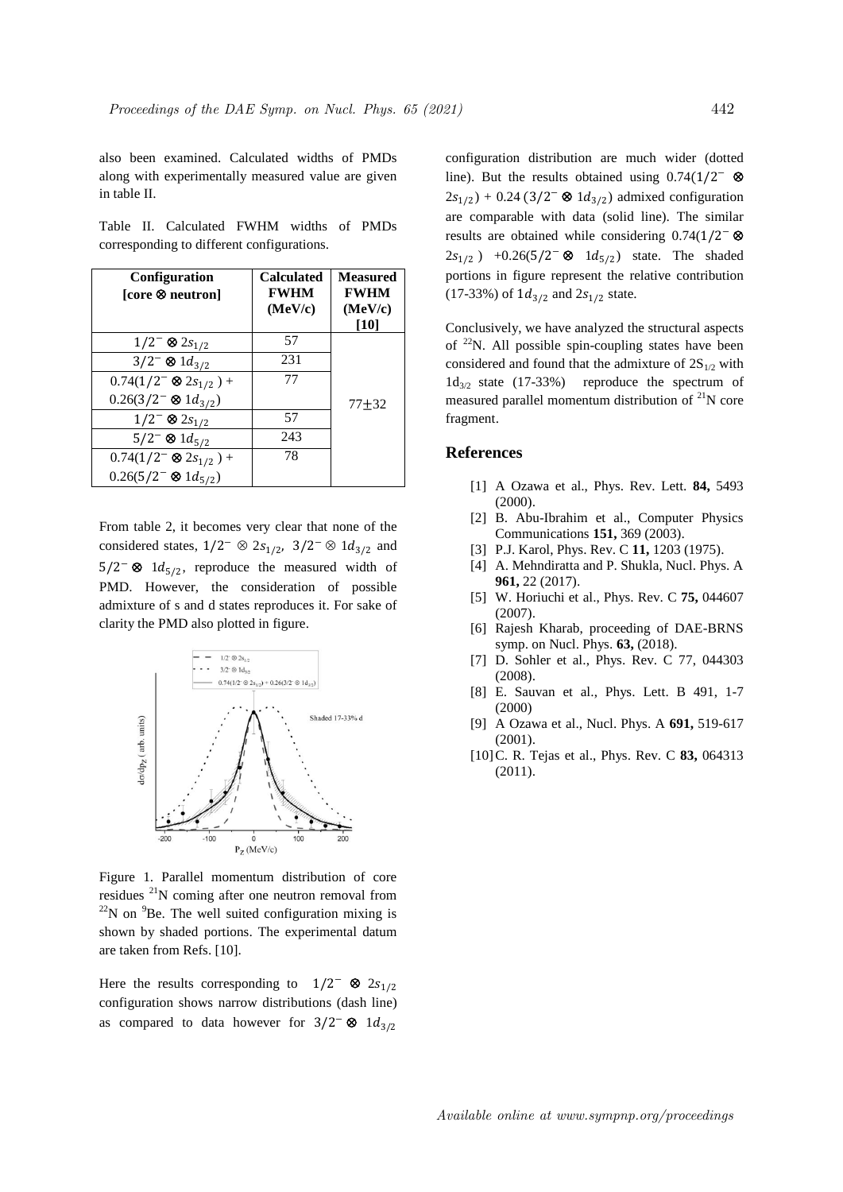also been examined. Calculated widths of PMDs along with experimentally measured value are given in table II.

Table II. Calculated FWHM widths of PMDs corresponding to different configurations.

| **Configuration [core ⊗ neutron]** | **Calculated FWHM (MeV/c)** | **Measured FWHM (MeV/c) [10]** |
|---|---|---|
| $1/2^- \otimes 2s_{1/2}$ | 57 | |
| $3/2^- \otimes 1d_{3/2}$ | 231 | |
| $0.74(1/2^- \otimes 2s_{1/2}) + 0.26(3/2^- \otimes 1d_{3/2})$ | 77 | $77 \pm 32$ |
| $1/2^- \otimes 2s_{1/2}$ | 57 | |
| $5/2^- \otimes 1d_{5/2}$ | 243 | |
| $0.74(1/2^- \otimes 2s_{1/2}) + 0.26(5/2^- \otimes 1d_{5/2})$ | 78 | |

From table 2, it becomes very clear that none of the considered states, $1/2^- \otimes 2s_{1/2}$, $3/2^- \otimes 1d_{3/2}$ and $5/2^- \otimes 1d_{5/2}$, reproduce the measured width of PMD. However, the consideration of possible admixture of s and d states reproduces it. For sake of clarity the PMD also plotted in figure.

$1/2^- \otimes 2s_{1/2}$
$3/2^- \otimes 1d_{3/2}$
$0.74(1/2^- \otimes 2s_{1/2}) + 0.26(3/2^- \otimes 1d_{3/2})$
Shaded 17-33% d
$d\sigma/dp_Z$ (arb. units)
-200
-100
0
100
200
$P_Z$ (MeV/c)

Figure 1. Parallel momentum distribution of core residues $^{21}$N coming after one neutron removal from $^{22}$N on $^{9}$Be. The well suited configuration mixing is shown by shaded portions. The experimental datum are taken from Refs. [10].

Here the results corresponding to $1/2^- \otimes 2s_{1/2}$ configuration shows narrow distributions (dash line) as compared to data however for $3/2^- \otimes 1d_{3/2}$ configuration distribution are much wider (dotted line). But the results obtained using $0.74(1/2^- \otimes 2s_{1/2}) + 0.24\,(3/2^- \otimes 1d_{3/2})$ admixed configuration are comparable with data (solid line). The similar results are obtained while considering $0.74(1/2^- \otimes 2s_{1/2}) + 0.26(5/2^- \otimes 1d_{5/2})$ state. The shaded portions in figure represent the relative contribution (17-33%) of $1d_{3/2}$ and $2s_{1/2}$ state.

Conclusively, we have analyzed the structural aspects of $^{22}$N. All possible spin-coupling states have been considered and found that the admixture of $2S_{1/2}$ with $1d_{3/2}$ state (17-33%) reproduce the spectrum of measured parallel momentum distribution of $^{21}$N core fragment.

## References

- [1] A Ozawa et al., Phys. Rev. Lett. **84,** 5493 (2000).
- [2] B. Abu-Ibrahim et al., Computer Physics Communications **151,** 369 (2003).
- [3] P.J. Karol, Phys. Rev. C **11,** 1203 (1975).
- [4] A. Mehndiratta and P. Shukla, Nucl. Phys. A **961,** 22 (2017).
- [5] W. Horiuchi et al., Phys. Rev. C **75,** 044607 (2007).
- [6] Rajesh Kharab, proceeding of DAE-BRNS symp. on Nucl. Phys. **63,** (2018).
- [7] D. Sohler et al., Phys. Rev. C 77, 044303 (2008).
- [8] E. Sauvan et al., Phys. Lett. B 491, 1-7 (2000)
- [9] A Ozawa et al., Nucl. Phys. A **691,** 519-617 (2001).
- [10] C. R. Tejas et al., Phys. Rev. C **83,** 064313 (2011).